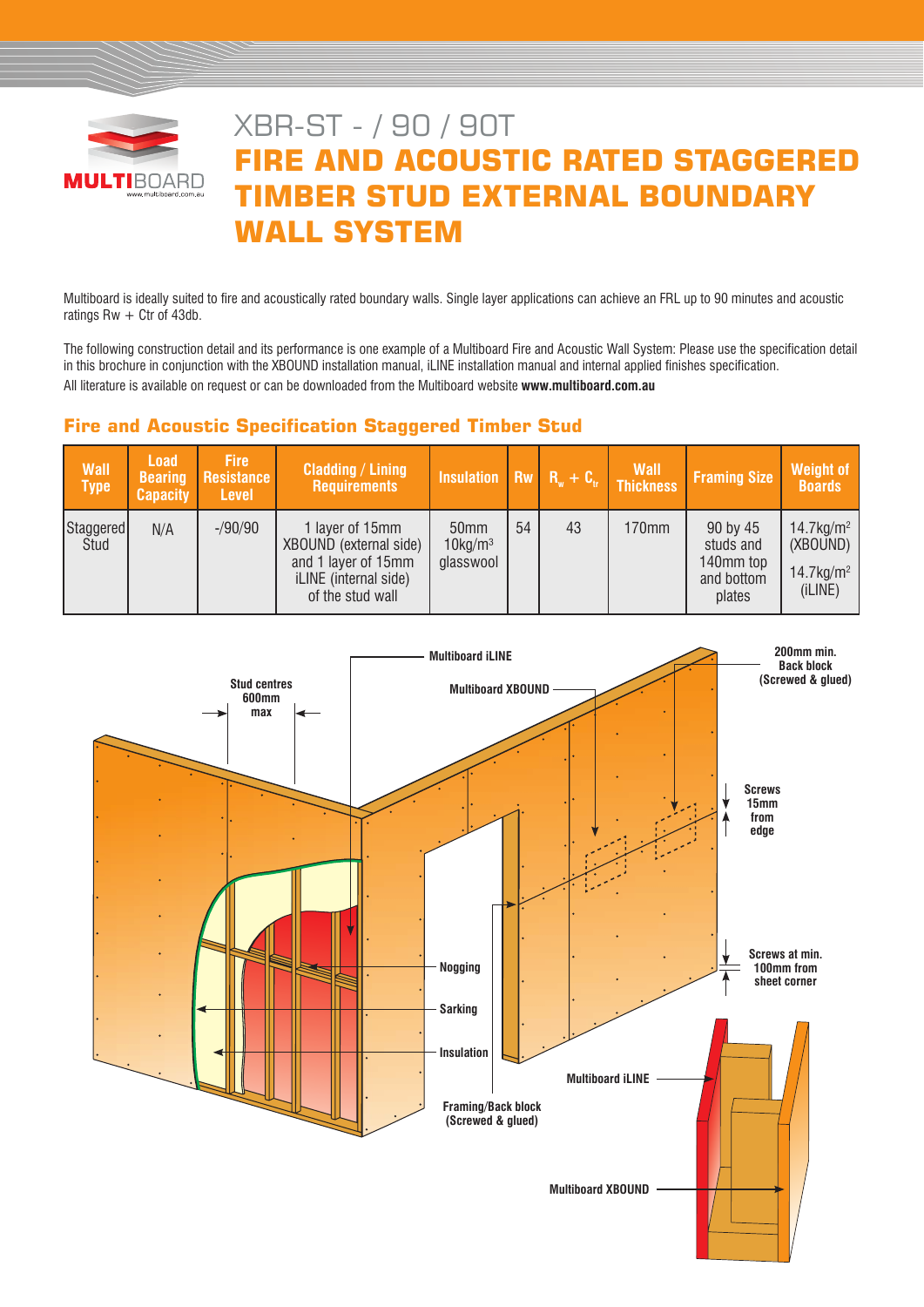# XBR-ST - / 90 / 90T

# FIRE AND ACOUSTIC RATED STAGGERED TIMBER STUD EXTERNAL BOUNDARY WALL SYSTEM

Multiboard is ideally suited to fire and acoustically rated boundary walls. Single layer applications can achieve an FRL up to 90 minutes and acoustic ratings Rw + Ctr of 43db.

The following construction detail and its performance is one example of a Multiboard Fire and Acoustic Wall System: Please use the specification detail in this brochure in conjunction with the XBOUND installation manual, iLINE installation manual and internal applied finishes specification.

All literature is available on request or can be downloaded from the Multiboard website **www.multiboard.com.au**

## Fire and Acoustic Specification Staggered Timber Stud

| Wall Type | Load Bearing Capacity | Fire Resistance Level | Cladding / Lining Requirements | Insulation | Rw | $R_w + C_{tr}$ | Wall Thickness | Framing Size | Weight of Boards |
|---|---|---|---|---|---|---|---|---|---|
| Staggered Stud | N/A | -/90/90 | 1 layer of 15mm XBOUND (external side) and 1 layer of 15mm iLINE (internal side) of the stud wall | 50mm 10kg/m³ glasswool | 54 | 43 | 170mm | 90 by 45 studs and 140mm top and bottom plates | 14.7kg/m² (XBOUND) 14.7kg/m² (iLINE) |

Stud centres 600mm max

Multiboard iLINE

Multiboard XBOUND

200mm min. Back block (Screwed & glued)

Screws 15mm from edge

Screws at min. 100mm from sheet corner

Nogging

Sarking

Insulation

Framing/Back block (Screwed & glued)

Multiboard iLINE

Multiboard XBOUND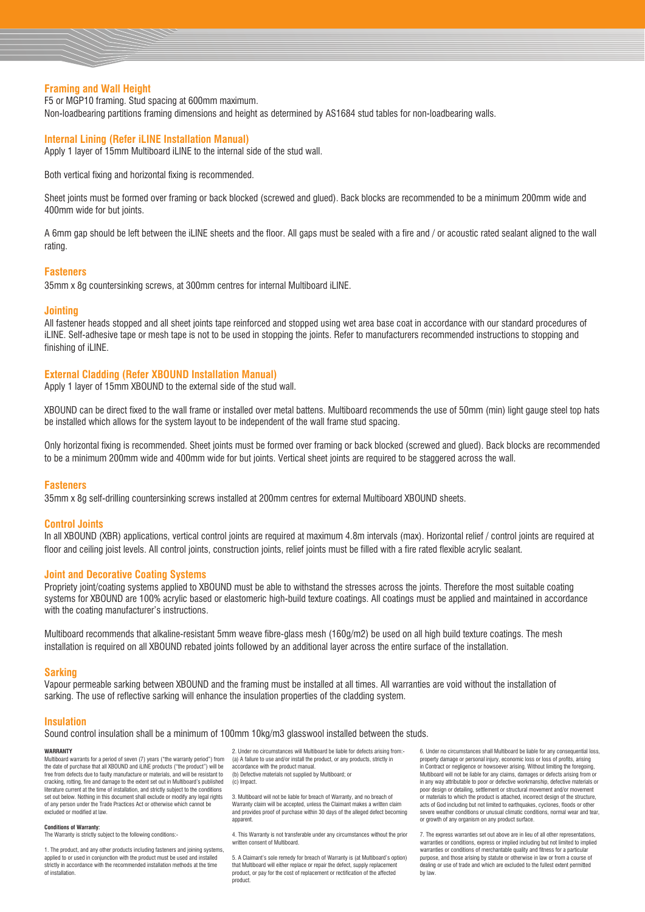## Framing and Wall Height

F5 or MGP10 framing. Stud spacing at 600mm maximum.
Non-loadbearing partitions framing dimensions and height as determined by AS1684 stud tables for non-loadbearing walls.

## Internal Lining (Refer iLINE Installation Manual)

Apply 1 layer of 15mm Multiboard iLINE to the internal side of the stud wall.

Both vertical fixing and horizontal fixing is recommended.

Sheet joints must be formed over framing or back blocked (screwed and glued). Back blocks are recommended to be a minimum 200mm wide and 400mm wide for but joints.

A 6mm gap should be left between the iLINE sheets and the floor. All gaps must be sealed with a fire and / or acoustic rated sealant aligned to the wall rating.

## Fasteners

35mm x 8g countersinking screws, at 300mm centres for internal Multiboard iLINE.

## Jointing

All fastener heads stopped and all sheet joints tape reinforced and stopped using wet area base coat in accordance with our standard procedures of iLINE. Self-adhesive tape or mesh tape is not to be used in stopping the joints. Refer to manufacturers recommended instructions to stopping and finishing of iLINE.

## External Cladding (Refer XBOUND Installation Manual)

Apply 1 layer of 15mm XBOUND to the external side of the stud wall.

XBOUND can be direct fixed to the wall frame or installed over metal battens. Multiboard recommends the use of 50mm (min) light gauge steel top hats be installed which allows for the system layout to be independent of the wall frame stud spacing.

Only horizontal fixing is recommended. Sheet joints must be formed over framing or back blocked (screwed and glued). Back blocks are recommended to be a minimum 200mm wide and 400mm wide for but joints. Vertical sheet joints are required to be staggered across the wall.

## Fasteners

35mm x 8g self-drilling countersinking screws installed at 200mm centres for external Multiboard XBOUND sheets.

## Control Joints

In all XBOUND (XBR) applications, vertical control joints are required at maximum 4.8m intervals (max). Horizontal relief / control joints are required at floor and ceiling joist levels. All control joints, construction joints, relief joints must be filled with a fire rated flexible acrylic sealant.

## Joint and Decorative Coating Systems

Propriety joint/coating systems applied to XBOUND must be able to withstand the stresses across the joints. Therefore the most suitable coating systems for XBOUND are 100% acrylic based or elastomeric high-build texture coatings. All coatings must be applied and maintained in accordance with the coating manufacturer's instructions.

Multiboard recommends that alkaline-resistant 5mm weave fibre-glass mesh (160g/m2) be used on all high build texture coatings. The mesh installation is required on all XBOUND rebated joints followed by an additional layer across the entire surface of the installation.

## Sarking

Vapour permeable sarking between XBOUND and the framing must be installed at all times. All warranties are void without the installation of sarking. The use of reflective sarking will enhance the insulation properties of the cladding system.

## Insulation

Sound control insulation shall be a minimum of 100mm 10kg/m3 glasswool installed between the studs.

**WARRANTY**

Multiboard warrants for a period of seven (7) years ("the warranty period") from the date of purchase that all XBOUND and iLINE products ("the product") will be free from defects due to faulty manufacture or materials, and will be resistant to cracking, rotting, fire and damage to the extent set out in Multiboard's published literature current at the time of installation, and strictly subject to the conditions set out below. Nothing in this document shall exclude or modify any legal rights of any person under the Trade Practices Act or otherwise which cannot be excluded or modified at law.

**Conditions of Warranty:**

The Warranty is strictly subject to the following conditions:-

1. The product, and any other products including fasteners and joining systems, applied to or used in conjunction with the product must be used and installed strictly in accordance with the recommended installation methods at the time of installation.

2. Under no circumstances will Multiboard be liable for defects arising from:-
(a) A failure to use and/or install the product, or any products, strictly in accordance with the product manual.
(b) Defective materials not supplied by Multiboard; or
(c) Impact.

3. Multiboard will not be liable for breach of Warranty, and no breach of Warranty claim will be accepted, unless the Claimant makes a written claim and provides proof of purchase within 30 days of the alleged defect becoming apparent.

4. This Warranty is not transferable under any circumstances without the prior written consent of Multiboard.

5. A Claimant's sole remedy for breach of Warranty is (at Multiboard's option) that Multiboard will either replace or repair the defect, supply replacement product, or pay for the cost of replacement or rectification of the affected product.

6. Under no circumstances shall Multiboard be liable for any consequential loss, property damage or personal injury, economic loss or loss of profits, arising in Contract or negligence or howsoever arising. Without limiting the foregoing, Multiboard will not be liable for any claims, damages or defects arising from or in any way attributable to poor or defective workmanship, defective materials or poor design or detailing, settlement or structural movement and/or movement or materials to which the product is attached, incorrect design of the structure, acts of God including but not limited to earthquakes, cyclones, floods or other severe weather conditions or unusual climatic conditions, normal wear and tear, or growth of any organism on any product surface.

7. The express warranties set out above are in lieu of all other representations, warranties or conditions, express or implied including but not limited to implied warranties or conditions of merchantable quality and fitness for a particular purpose, and those arising by statute or otherwise in law or from a course of dealing or use of trade and which are excluded to the fullest extent permitted by law.